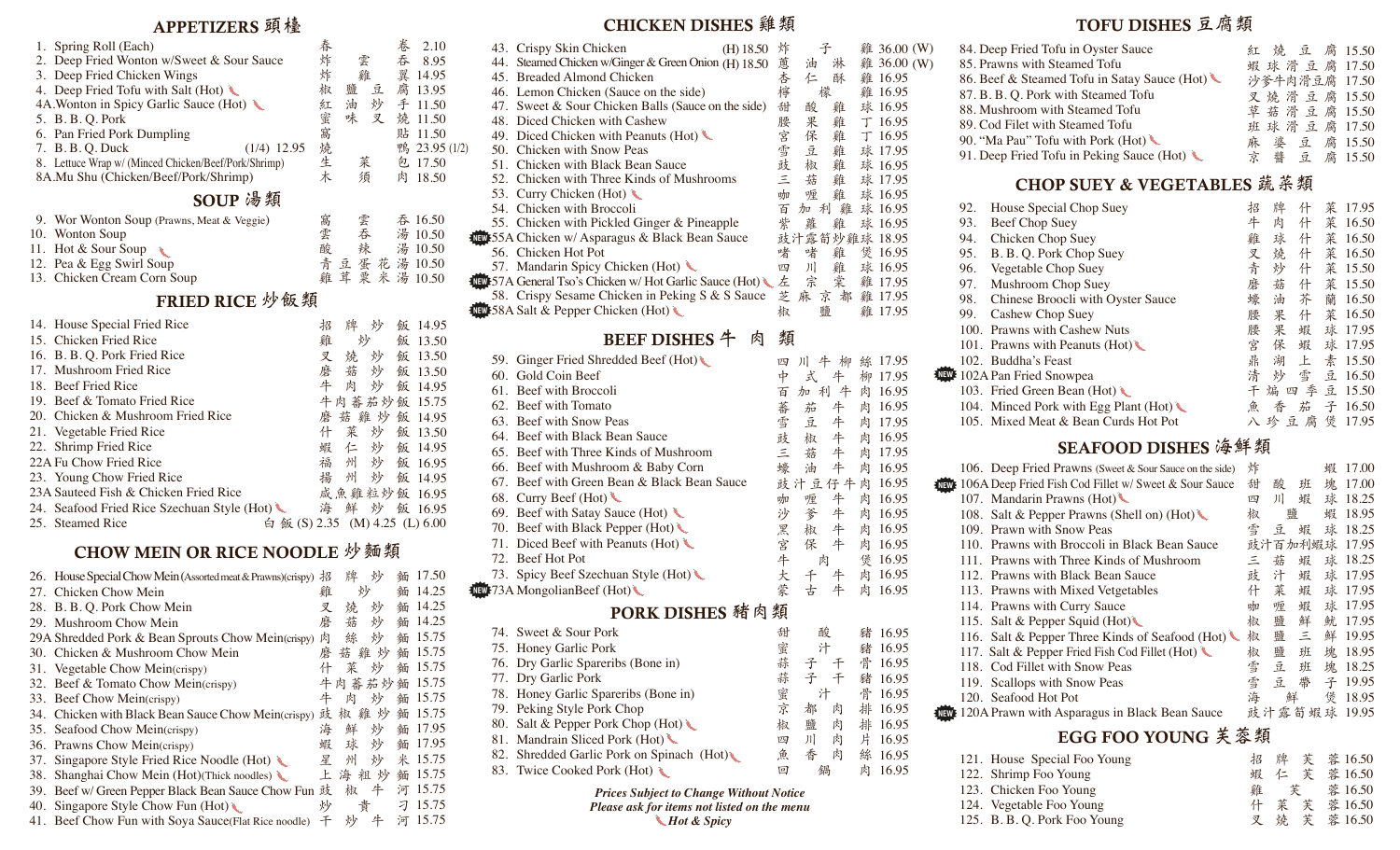## APPETIZERS 頭檯

1. Spring Roll (Each) 春卷 2.10
2. Deep Fried Wonton w/Sweet & Sour Sauce 炸雲吞 8.95
3. Deep Fried Chicken Wings 炸雞翼 14.95
4. Deep Fried Tofu with Salt (Hot) 椒鹽豆腐 13.95
4A. Wonton in Spicy Garlic Sauce (Hot) 紅油炒手 11.50
5. B. B. Q. Pork 蜜味叉燒 11.50
6. Pan Fried Pork Dumpling 鍋貼 11.50
7. B. B. Q. Duck (1/4) 12.95 燒鴨 23.95 (1/2)
8. Lettuce Wrap w/ (Minced Chicken/Beef/Pork/Shrimp) 生菜包 17.50
8A. Mu Shu (Chicken/Beef/Pork/Shrimp) 木須肉 18.50

## SOUP 湯類

9. Wor Wonton Soup (Prawns, Meat & Veggie) 窩雲吞 16.50
10. Wonton Soup 雲吞湯 10.50
11. Hot & Sour Soup 酸辣湯 10.50
12. Pea & Egg Swirl Soup 青豆蛋花湯 10.50
13. Chicken Cream Corn Soup 雞茸粟米湯 10.50

## FRIED RICE 炒飯類

14. House Special Fried Rice 招牌炒飯 14.95
15. Chicken Fried Rice 雞炒飯 13.50
16. B. B. Q. Pork Fried Rice 叉燒炒飯 13.50
17. Mushroom Fried Rice 蘑菇炒飯 13.50
18. Beef Fried Rice 牛肉炒飯 14.95
19. Beef & Tomato Fried Rice 牛肉蕃茄炒飯 15.75
20. Chicken & Mushroom Fried Rice 蘑菇雞炒飯 14.95
21. Vegetable Fried Rice 什菜炒飯 13.50
22. Shrimp Fried Rice 蝦仁炒飯 14.95
22A Fu Chow Fried Rice 福州炒飯 16.95
23. Young Chow Fried Rice 揚州炒飯 14.95
23A Sauteed Fish & Chicken Fried Rice 咸魚雞粒炒飯 16.95
24. Seafood Fried Rice Szechuan Style (Hot) 海鮮炒飯 16.95
25. Steamed Rice 白飯 (S) 2.35 (M) 4.25 (L) 6.00

## CHOW MEIN OR RICE NOODLE 炒麵類

26. House Special Chow Mein (Assorted meat & Prawns)(crispy) 招牌炒麵 17.50
27. Chicken Chow Mein 雞炒麵 14.25
28. B. B. Q. Pork Chow Mein 叉燒炒麵 14.25
29. Mushroom Chow Mein 蘑菇炒麵 14.25
29A Shredded Pork & Bean Sprouts Chow Mein(crispy) 肉絲炒麵 15.75
30. Chicken & Mushroom Chow Mein 蘑菇雞炒麵 15.75
31. Vegetable Chow Mein(crispy) 什菜炒麵 15.75
32. Beef & Tomato Chow Mein(crispy) 牛肉蕃茄炒麵 15.75
33. Beef Chow Mein(crispy) 牛肉炒麵 15.75
34. Chicken with Black Bean Sauce Chow Mein(crispy) 豉椒雞炒麵 15.75
35. Seafood Chow Mein(crispy) 海鮮炒麵 17.95
36. Prawns Chow Mein(crispy) 蝦球炒麵 17.95
37. Singapore Style Fried Rice Noodle (Hot) 星州炒米 15.75
38. Shanghai Chow Mein (Hot)(Thick noodles) 上海粗炒麵 15.75
39. Beef w/ Green Pepper Black Bean Sauce Chow Fun 豉椒牛河 15.75
40. Singapore Style Chow Fun (Hot) 炒貴刁 15.75
41. Beef Chow Fun with Soya Sauce(Flat Rice noodle) 干炒牛河 15.75

## CHICKEN DISHES 雞類

43. Crispy Skin Chicken (H) 18.50 炸子雞 36.00 (W)
44. Steamed Chicken w/Ginger & Green Onion (H) 18.50 蔥油淋雞 36.00 (W)
45. Breaded Almond Chicken 杏仁酥雞 16.95
46. Lemon Chicken (Sauce on the side) 檸檬雞 16.95
47. Sweet & Sour Chicken Balls (Sauce on the side) 甜酸雞球 16.95
48. Diced Chicken with Cashew 腰果雞丁 16.95
49. Diced Chicken with Peanuts (Hot) 宮保雞丁 16.95
50. Chicken with Snow Peas 雪豆雞球 17.95
51. Chicken with Black Bean Sauce 豉椒雞球 16.95
52. Chicken with Three Kinds of Mushrooms 三菇雞球 17.95
53. Curry Chicken (Hot) 咖喱雞球 16.95
54. Chicken with Broccoli 百加利雞球 16.95
55. Chicken with Pickled Ginger & Pineapple 紫蘿雞球 16.95
55A Chicken w/ Asparagus & Black Bean Sauce (NEW) 豉汁露筍炒雞球 18.95
56. Chicken Hot Pot 啫啫雞煲 16.95
57. Mandarin Spicy Chicken (Hot) 四川雞球 16.95
57A General Tso's Chicken w/ Hot Garlic Sauce (Hot) (NEW) 左宗棠雞 17.95
58. Crispy Sesame Chicken in Peking S & S Sauce 芝麻京都雞 17.95
58A Salt & Pepper Chicken (Hot) (NEW) 椒鹽雞 17.95

## BEEF DISHES 牛肉類

59. Ginger Fried Shredded Beef (Hot) 四川牛柳絲 17.95
60. Gold Coin Beef 中式牛柳 17.95
61. Beef with Broccoli 百加利牛肉 16.95
62. Beef with Tomato 蕃茄牛肉 16.95
63. Beef with Snow Peas 雪豆牛肉 17.95
64. Beef with Black Bean Sauce 豉椒牛肉 16.95
65. Beef with Three Kinds of Mushroom 三菇牛肉 17.95
66. Beef with Mushroom & Baby Corn 蠔油牛肉 16.95
67. Beef with Green Bean & Black Bean Sauce 豉汁豆仔牛肉 16.95
68. Curry Beef (Hot) 咖喱牛肉 16.95
69. Beef with Satay Sauce (Hot) 沙爹牛肉 16.95
70. Beef with Black Pepper (Hot) 黑椒牛肉 16.95
71. Diced Beef with Peanuts (Hot) 宮保牛肉 16.95
72. Beef Hot Pot 牛肉煲 16.95
73. Spicy Beef Szechuan Style (Hot) 大千牛肉 16.95
73A MongolianBeef (Hot) (NEW) 蒙古牛肉 16.95

## PORK DISHES 豬肉類

74. Sweet & Sour Pork 甜酸豬 16.95
75. Honey Garlic Pork 蜜汁豬 16.95
76. Dry Garlic Spareribs (Bone in) 蒜子干骨 16.95
77. Dry Garlic Pork 蒜子干豬 16.95
78. Honey Garlic Spareribs (Bone in) 蜜汁骨 16.95
79. Peking Style Pork Chop 京都肉排 16.95
80. Salt & Pepper Pork Chop (Hot) 椒鹽肉排 16.95
81. Mandrain Sliced Pork (Hot) 四川肉片 16.95
82. Shredded Garlic Pork on Spinach (Hot) 魚香肉絲 16.95
83. Twice Cooked Pork (Hot) 回鍋肉 16.95

*Prices Subject to Change Without Notice*
*Please ask for items not listed on the menu*
*Hot & Spicy*

## TOFU DISHES 豆腐類

84. Deep Fried Tofu in Oyster Sauce 紅燒豆腐 15.50
85. Prawns with Steamed Tofu 蝦球滑豆腐 17.50
86. Beef & Steamed Tofu in Satay Sauce (Hot) 沙爹牛肉滑豆腐 17.50
87. B. B. Q. Pork with Steamed Tofu 叉燒滑豆腐 15.50
88. Mushroom with Steamed Tofu 草菇滑豆腐 15.50
89. Cod Filet with Steamed Tofu 班球滑豆腐 17.50
90. "Ma Pau" Tofu with Pork (Hot) 麻婆豆腐 15.50
91. Deep Fried Tofu in Peking Sauce (Hot) 京醬豆腐 15.50

## CHOP SUEY & VEGETABLES 蔬菜類

92. House Special Chop Suey 招牌什菜 17.95
93. Beef Chop Suey 牛肉什菜 16.50
94. Chicken Chop Suey 雞球什菜 16.50
95. B. B. Q. Pork Chop Suey 叉燒什菜 16.50
96. Vegetable Chop Suey 青炒什菜 15.50
97. Mushroom Chop Suey 磨菇什菜 15.50
98. Chinese Broccli with Oyster Sauce 蠔油芥蘭 16.50
99. Cashew Chop Suey 腰果什菜 16.50
100. Prawns with Cashew Nuts 腰果蝦球 17.95
101. Prawns with Peanuts (Hot) 宮保蝦球 17.95
102. Buddha's Feast 鼎湖上素 15.50
102A Pan Fried Snowpea (NEW) 清炒雪豆 16.50
103. Fried Green Bean (Hot) 干煸四季豆 15.50
104. Minced Pork with Egg Plant (Hot) 魚香茄子 16.50
105. Mixed Meat & Bean Curds Hot Pot 八珍豆腐煲 17.95

## SEAFOOD DISHES 海鮮類

106. Deep Fried Prawns (Sweet & Sour Sauce on the side) 炸蝦 17.00
106A Deep Fried Fish Cod Fillet w/ Sweet & Sour Sauce (NEW) 甜酸班塊 17.00
107. Mandarin Prawns (Hot) 四川蝦球 18.25
108. Salt & Pepper Prawns (Shell on) (Hot) 椒鹽蝦 18.95
109. Prawn with Snow Peas 雪豆蝦球 18.25
110. Prawns with Broccoli in Black Bean Sauce 豉汁百加利蝦球 17.95
111. Prawns with Three Kinds of Mushroom 三菇蝦球 18.25
112. Prawns with Black Bean Sauce 豉汁蝦球 17.95
113. Prawns with Mixed Vegtetables 什菜蝦球 17.95
114. Prawns with Curry Sauce 咖喱蝦球 17.95
115. Salt & Pepper Squid (Hot) 椒鹽鮮魷 17.95
116. Salt & Pepper Three Kinds of Seafood (Hot) 椒鹽三鮮 19.95
117. Salt & Pepper Fried Fish Cod Fillet (Hot) 椒鹽班塊 18.95
118. Cod Fillet with Snow Peas 雪豆班塊 18.25
119. Scallops with Snow Peas 雪豆帶子 19.95
120. Seafood Hot Pot 海鮮煲 18.95
120A Prawn with Asparagus in Black Bean Sauce (NEW) 豉汁露筍蝦球 19.95

## EGG FOO YOUNG 芙蓉類

121. House Special Foo Young 招牌芙蓉 16.50
122. Shrimp Foo Young 蝦仁芙蓉 16.50
123. Chicken Foo Young 雞芙蓉 16.50
124. Vegetable Foo Young 什菜芙蓉 16.50
125. B. B. Q. Pork Foo Young 叉燒芙蓉 16.50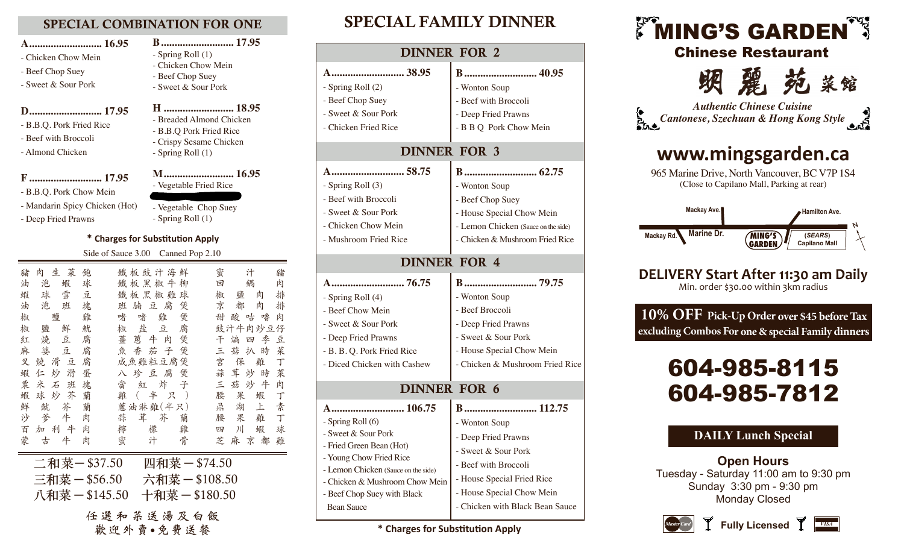## SPECIAL COMBINATION FOR ONE

**A........................... 16.95**
- Chicken Chow Mein
- Beef Chop Suey
- Sweet & Sour Pork

**B........................... 17.95**
- Spring Roll (1)
- Chicken Chow Mein
- Beef Chop Suey
- Sweet & Sour Pork

**D........................... 17.95**
- B.B.Q. Pork Fried Rice
- Beef with Broccoli
- Almond Chicken

**H .......................... 18.95**
- Breaded Almond Chicken
- B.B.Q Pork Fried Rice
- Crispy Sesame Chicken
- Spring Roll (1)

**F........................... 17.95**
- B.B.Q. Pork Chow Mein
- Mandarin Spicy Chicken (Hot)
- Deep Fried Prawns

**M.......................... 16.95**
- Vegetable Fried Rice
- Vegetable Chop Suey
- Spring Roll (1)

**\* Charges for Substitution Apply**

Side of Sauce 3.00 Canned Pop 2.10

| | | |
|---|---|---|
| 豬肉生菜飽 | 鐵板豉汁海鮮 | 蜜汁豬 |
| 油泡蝦球 | 鐵板黑椒牛柳 | 回鍋肉 |
| 蝦球雪豆 | 鐵板黑椒雞球 | 椒鹽肉排 |
| 油泡班塊 | 班腩豆腐煲 | 京都肉排 |
| 椒鹽雞 | 啫啫雞煲 | 甜酸咕嚕肉 |
| 椒鹽鮮魷 | 椒盐豆腐 | 豉汁牛肉炒豆仔 |
| 紅燒豆腐 | 薑蔥牛肉煲 | 干煸四季豆 |
| 麻婆豆腐 | 魚香茄子煲 | 三菇扒時菜 |
| 叉燒滑豆腐 | 咸魚雞粒豆腐煲 | 宮保雞丁 |
| 蝦仁炒滑蛋 | 八珍豆腐煲 | 蒜茸炒時菜 |
| 粟米石班塊 | 當紅炸子 | 三菇炒牛肉 |
| 蝦球炒芥蘭 | 雞（半只） | 腰果蝦丁 |
| 鮮魷芥蘭 | 蔥油淋雞(半只) | 鼎湖上素 |
| 沙爹牛肉 | 蒜茸芥蘭 | 腰果雞丁 |
| 百加利牛肉 | 檸檬雞 | 四川蝦球 |
| 蒙古牛肉 | 蜜汁骨 | 芝麻京都雞 |

二和菜－$37.50 四和菜－$74.50
三和菜－$56.50 六和菜－$108.50
八和菜－$145.50 十和菜－$180.50

任選和菜送湯及白飯
歡迎外賣•免費送餐

## SPECIAL FAMILY DINNER

### DINNER FOR 2

**A........................... 38.95**
- Spring Roll (2)
- Beef Chop Suey
- Sweet & Sour Pork
- Chicken Fried Rice

**B........................... 40.95**
- Wonton Soup
- Beef with Broccoli
- Deep Fried Prawns
- B B Q Pork Chow Mein

### DINNER FOR 3

**A........................... 58.75**
- Spring Roll (3)
- Beef with Broccoli
- Sweet & Sour Pork
- Chicken Chow Mein
- Mushroom Fried Rice

**B........................... 62.75**
- Wonton Soup
- Beef Chop Suey
- House Special Chow Mein
- Lemon Chicken (Sauce on the side)
- Chicken & Mushroom Fried Rice

### DINNER FOR 4

**A........................... 76.75**
- Spring Roll (4)
- Beef Chow Mein
- Sweet & Sour Pork
- Deep Fried Prawns
- B. B. Q. Pork Fried Rice
- Diced Chicken with Cashew

**B........................... 79.75**
- Wonton Soup
- Beef Broccoli
- Deep Fried Prawns
- Sweet & Sour Pork
- House Special Chow Mein
- Chicken & Mushroom Fried Rice

### DINNER FOR 6

**A........................... 106.75**
- Spring Roll (6)
- Sweet & Sour Pork
- Fried Green Bean (Hot)
- Young Chow Fried Rice
- Lemon Chicken (Sauce on the side)
- Chicken & Mushroom Chow Mein
- Beef Chop Suey with Black Bean Sauce

**B........................... 112.75**
- Wonton Soup
- Deep Fried Prawns
- Sweet & Sour Pork
- Beef with Broccoli
- House Special Fried Rice
- House Special Chow Mein
- Chicken with Black Bean Sauce

**\* Charges for Substitution Apply**

# MING'S GARDEN
## Chinese Restaurant
明麗苑菜館

*Authentic Chinese Cuisine*
*Cantonese, Szechuan & Hong Kong Style*

## www.mingsgarden.ca

965 Marine Drive, North Vancouver, BC V7P 1S4
(Close to Capilano Mall, Parking at rear)

Mackay Ave. Hamilton Ave. Mackay Rd. Marine Dr. MING'S GARDEN (SEARS) Capilano Mall N

**DELIVERY Start After 11:30 am Daily**
Min. order $30.00 within 3km radius

**10% OFF Pick-Up Order over $45 before Tax excluding Combos For one & special Family dinners**

# 604-985-8115
# 604-985-7812

**DAILY Lunch Special**

**Open Hours**
Tuesday - Saturday 11:00 am to 9:30 pm
Sunday 3:30 pm - 9:30 pm
Monday Closed

Master Card **Fully Licensed** VISA